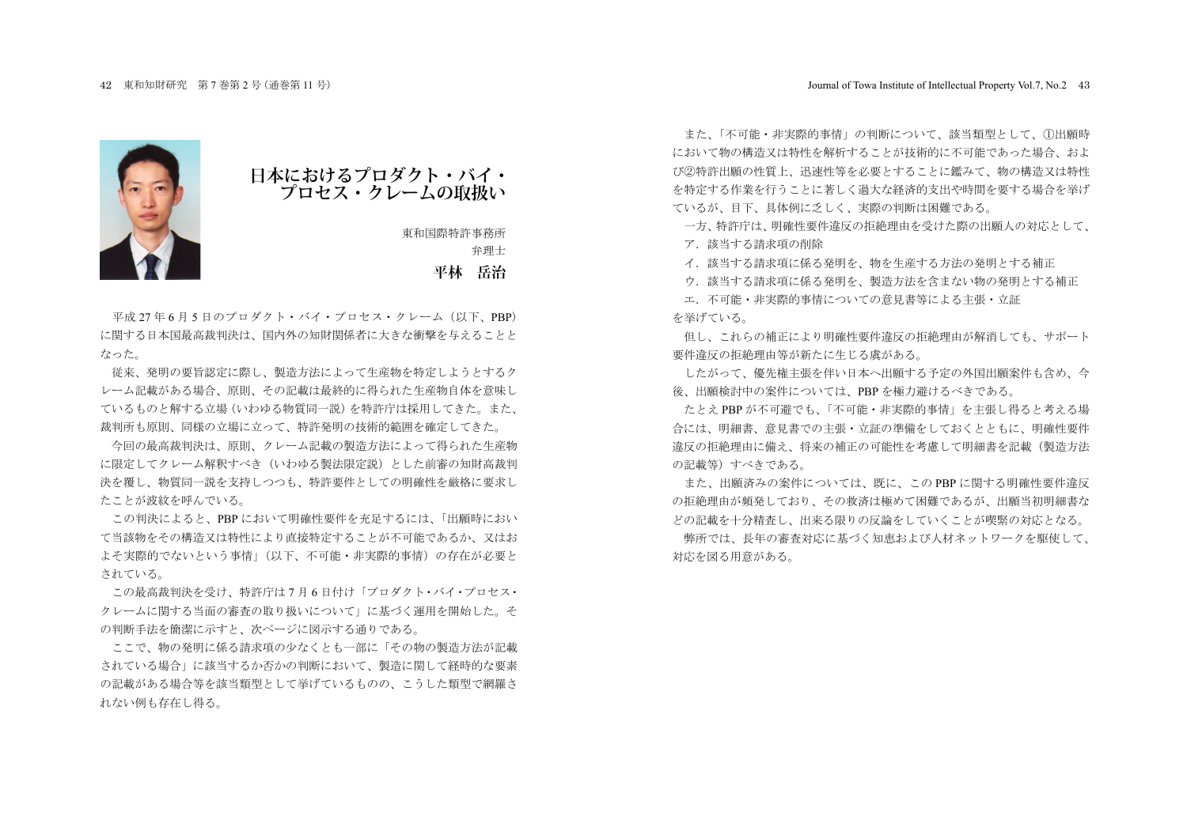# 日本におけるプロダクト・バイ・プロセス・クレームの取扱い

東和国際特許事務所
弁理士
**平林　岳治**

平成 27 年 6 月 5 日のプロダクト・バイ・プロセス・クレーム（以下、PBP）に関する日本国最高裁判決は、国内外の知財関係者に大きな衝撃を与えることとなった。

従来、発明の要旨認定に際し、製造方法によって生産物を特定しようとするクレーム記載がある場合、原則、その記載は最終的に得られた生産物自体を意味しているものと解する立場（いわゆる物質同一説）を特許庁は採用してきた。また、裁判所も原則、同様の立場に立って、特許発明の技術的範囲を確定してきた。

今回の最高裁判決は、原則、クレーム記載の製造方法によって得られた生産物に限定してクレーム解釈すべき（いわゆる製法限定説）とした前審の知財高裁判決を覆し、物質同一説を支持しつつも、特許要件としての明確性を厳格に要求したことが波紋を呼んでいる。

この判決によると、PBP において明確性要件を充足するには、「出願時において当該物をその構造又は特性により直接特定することが不可能であるか、又はおよそ実際的でないという事情」（以下、不可能・非実際的事情）の存在が必要とされている。

この最高裁判決を受け、特許庁は 7 月 6 日付け「プロダクト・バイ・プロセス・クレームに関する当面の審査の取り扱いについて」に基づく運用を開始した。その判断手法を簡潔に示すと、次ページに図示する通りである。

ここで、物の発明に係る請求項の少なくとも一部に「その物の製造方法が記載されている場合」に該当するか否かの判断において、製造に関して経時的な要素の記載がある場合等を該当類型として挙げているものの、こうした類型で網羅されない例も存在し得る。

また、「不可能・非実際的事情」の判断について、該当類型として、①出願時において物の構造又は特性を解析することが技術的に不可能であった場合、および②特許出願の性質上、迅速性等を必要とすることに鑑みて、物の構造又は特性を特定する作業を行うことに著しく過大な経済的支出や時間を要する場合を挙げているが、目下、具体例に乏しく、実際の判断は困難である。

一方、特許庁は、明確性要件違反の拒絶理由を受けた際の出願人の対応として、

ア．該当する請求項の削除

イ．該当する請求項に係る発明を、物を生産する方法の発明とする補正

ウ．該当する請求項に係る発明を、製造方法を含まない物の発明とする補正

エ．不可能・非実際的事情についての意見書等による主張・立証

を挙げている。

但し、これらの補正により明確性要件違反の拒絶理由が解消しても、サポート要件違反の拒絶理由等が新たに生じる虞がある。

したがって、優先権主張を伴い日本へ出願する予定の外国出願案件も含め、今後、出願検討中の案件については、PBP を極力避けるべきである。

たとえ PBP が不可避でも、「不可能・非実際的事情」を主張し得ると考える場合には、明細書、意見書での主張・立証の準備をしておくとともに、明確性要件違反の拒絶理由に備え、将来の補正の可能性を考慮して明細書を記載（製造方法の記載等）すべきである。

また、出願済みの案件については、既に、この PBP に関する明確性要件違反の拒絶理由が頻発しており、その救済は極めて困難であるが、出願当初明細書などの記載を十分精査し、出来る限りの反論をしていくことが喫緊の対応となる。

弊所では、長年の審査対応に基づく知恵および人材ネットワークを駆使して、対応を図る用意がある。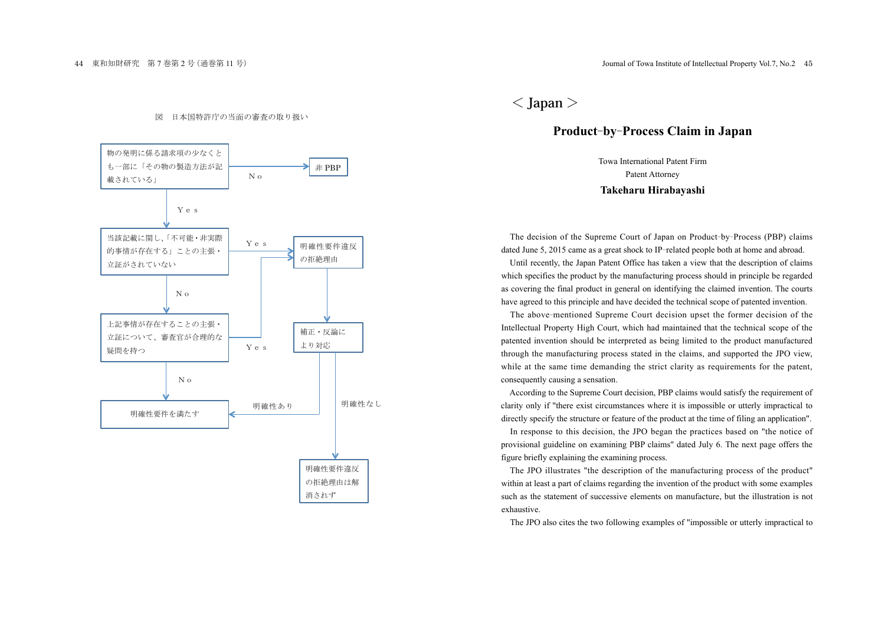図　日本国特許庁の当面の審査の取り扱い

- 物の発明に係る請求項の少なくとも一部に「その物の製造方法が記載されている」
  - Ｎｏ → 非 PBP
  - Ｙｅｓ → 当該記載に関し、「不可能・非実際的事情が存在する」ことの主張・立証がされていない
    - Ｙｅｓ → 明確性要件違反の拒絶理由
    - Ｎｏ → 上記事情が存在することの主張・立証について、審査官が合理的な疑問を持つ
      - Ｙｅｓ → 明確性要件違反の拒絶理由
      - Ｎｏ → 明確性要件を満たす
- 明確性要件違反の拒絶理由 → 補正・反論により対応
  - 明確性あり → 明確性要件を満たす
  - 明確性なし → 明確性要件違反の拒絶理由は解消されず

# ＜ Japan ＞

## Product-by-Process Claim in Japan

Towa International Patent Firm
Patent Attorney
**Takeharu Hirabayashi**

The decision of the Supreme Court of Japan on Product-by-Process (PBP) claims dated June 5, 2015 came as a great shock to IP-related people both at home and abroad.

Until recently, the Japan Patent Office has taken a view that the description of claims which specifies the product by the manufacturing process should in principle be regarded as covering the final product in general on identifying the claimed invention. The courts have agreed to this principle and have decided the technical scope of patented invention.

The above-mentioned Supreme Court decision upset the former decision of the Intellectual Property High Court, which had maintained that the technical scope of the patented invention should be interpreted as being limited to the product manufactured through the manufacturing process stated in the claims, and supported the JPO view, while at the same time demanding the strict clarity as requirements for the patent, consequently causing a sensation.

According to the Supreme Court decision, PBP claims would satisfy the requirement of clarity only if "there exist circumstances where it is impossible or utterly impractical to directly specify the structure or feature of the product at the time of filing an application".

In response to this decision, the JPO began the practices based on "the notice of provisional guideline on examining PBP claims" dated July 6. The next page offers the figure briefly explaining the examining process.

The JPO illustrates "the description of the manufacturing process of the product" within at least a part of claims regarding the invention of the product with some examples such as the statement of successive elements on manufacture, but the illustration is not exhaustive.

The JPO also cites the two following examples of "impossible or utterly impractical to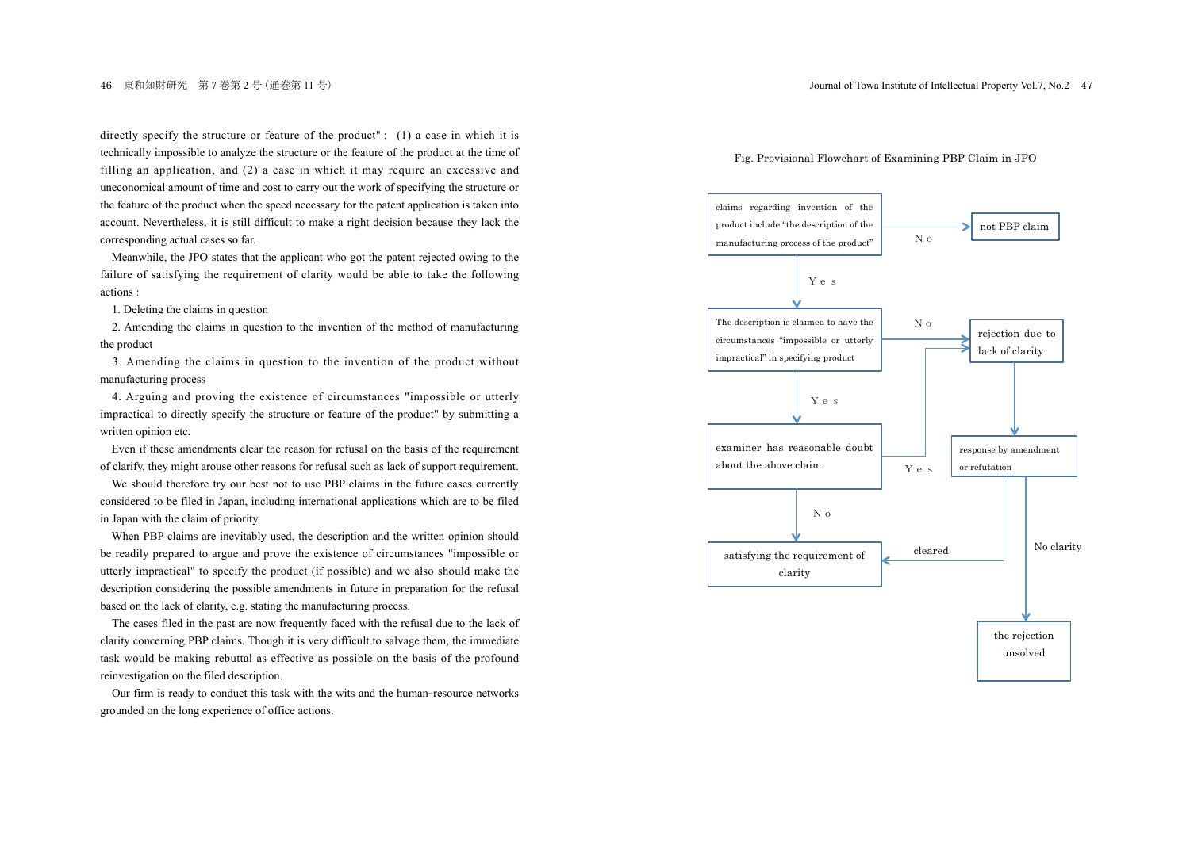directly specify the structure or feature of the product" : (1) a case in which it is technically impossible to analyze the structure or the feature of the product at the time of filling an application, and (2) a case in which it may require an excessive and uneconomical amount of time and cost to carry out the work of specifying the structure or the feature of the product when the speed necessary for the patent application is taken into account. Nevertheless, it is still difficult to make a right decision because they lack the corresponding actual cases so far.

Meanwhile, the JPO states that the applicant who got the patent rejected owing to the failure of satisfying the requirement of clarity would be able to take the following actions :

1. Deleting the claims in question
2. Amending the claims in question to the invention of the method of manufacturing the product
3. Amending the claims in question to the invention of the product without manufacturing process
4. Arguing and proving the existence of circumstances "impossible or utterly impractical to directly specify the structure or feature of the product" by submitting a written opinion etc.

Even if these amendments clear the reason for refusal on the basis of the requirement of clarify, they might arouse other reasons for refusal such as lack of support requirement.

We should therefore try our best not to use PBP claims in the future cases currently considered to be filed in Japan, including international applications which are to be filed in Japan with the claim of priority.

When PBP claims are inevitably used, the description and the written opinion should be readily prepared to argue and prove the existence of circumstances "impossible or utterly impractical" to specify the product (if possible) and we also should make the description considering the possible amendments in future in preparation for the refusal based on the lack of clarity, e.g. stating the manufacturing process.

The cases filed in the past are now frequently faced with the refusal due to the lack of clarity concerning PBP claims. Though it is very difficult to salvage them, the immediate task would be making rebuttal as effective as possible on the basis of the profound reinvestigation on the filed description.

Our firm is ready to conduct this task with the wits and the human-resource networks grounded on the long experience of office actions.

Fig. Provisional Flowchart of Examining PBP Claim in JPO

claims regarding invention of the product include "the description of the manufacturing process of the product"

No

not PBP claim

Yes

The description is claimed to have the circumstances "impossible or utterly impractical" in specifying product

No

rejection due to lack of clarity

Yes

examiner has reasonable doubt about the above claim

Yes

response by amendment or refutation

No

satisfying the requirement of clarity

cleared

No clarity

the rejection unsolved